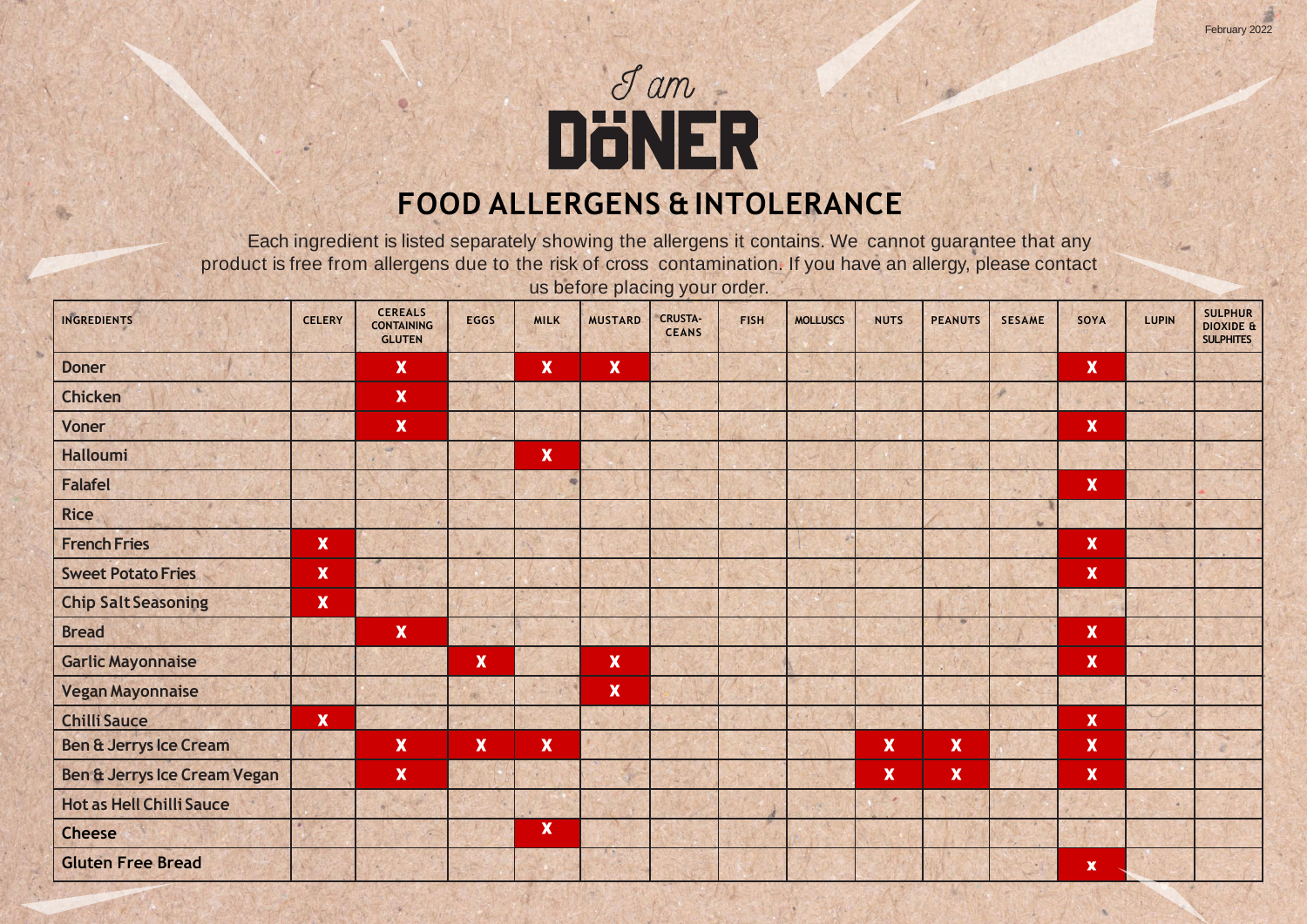February 2022

*I am*

# DÖNER

## FOOD ALLERGENS & INTOLERANCE

Each ingredient is listed separately showing the allergens it contains. We cannot guarantee that any product is free from allergens due to the risk of cross contamination. If you have an allergy, please contact us before placing your order.

| INGREDIENTS | CELERY | CEREALS CONTAINING GLUTEN | EGGS | MILK | MUSTARD | CRUSTA-CEANS | FISH | MOLLUSCS | NUTS | PEANUTS | SESAME | SOYA | LUPIN | SULPHUR DIOXIDE & SULPHITES |
|---|---|---|---|---|---|---|---|---|---|---|---|---|---|---|
| Doner | | X | | X | X | | | | | | | X | | |
| Chicken | | X | | | | | | | | | | | | |
| Voner | | X | | | | | | | | | | X | | |
| Halloumi | | | | X | | | | | | | | | | |
| Falafel | | | | | | | | | | | | X | | |
| Rice | | | | | | | | | | | | | | |
| French Fries | X | | | | | | | | | | | X | | |
| Sweet Potato Fries | X | | | | | | | | | | | X | | |
| Chip Salt Seasoning | X | | | | | | | | | | | | | |
| Bread | | X | | | | | | | | | | X | | |
| Garlic Mayonnaise | | | X | | X | | | | | | | X | | |
| Vegan Mayonnaise | | | | | X | | | | | | | | | |
| Chilli Sauce | X | | | | | | | | | | | X | | |
| Ben & Jerrys Ice Cream | | X | X | X | | | | | X | X | | X | | |
| Ben & Jerrys Ice Cream Vegan | | X | | | | | | | X | X | | X | | |
| Hot as Hell Chilli Sauce | | | | | | | | | | | | | | |
| Cheese | | | | X | | | | | | | | | | |
| Gluten Free Bread | | | | | | | | | | | | x | | |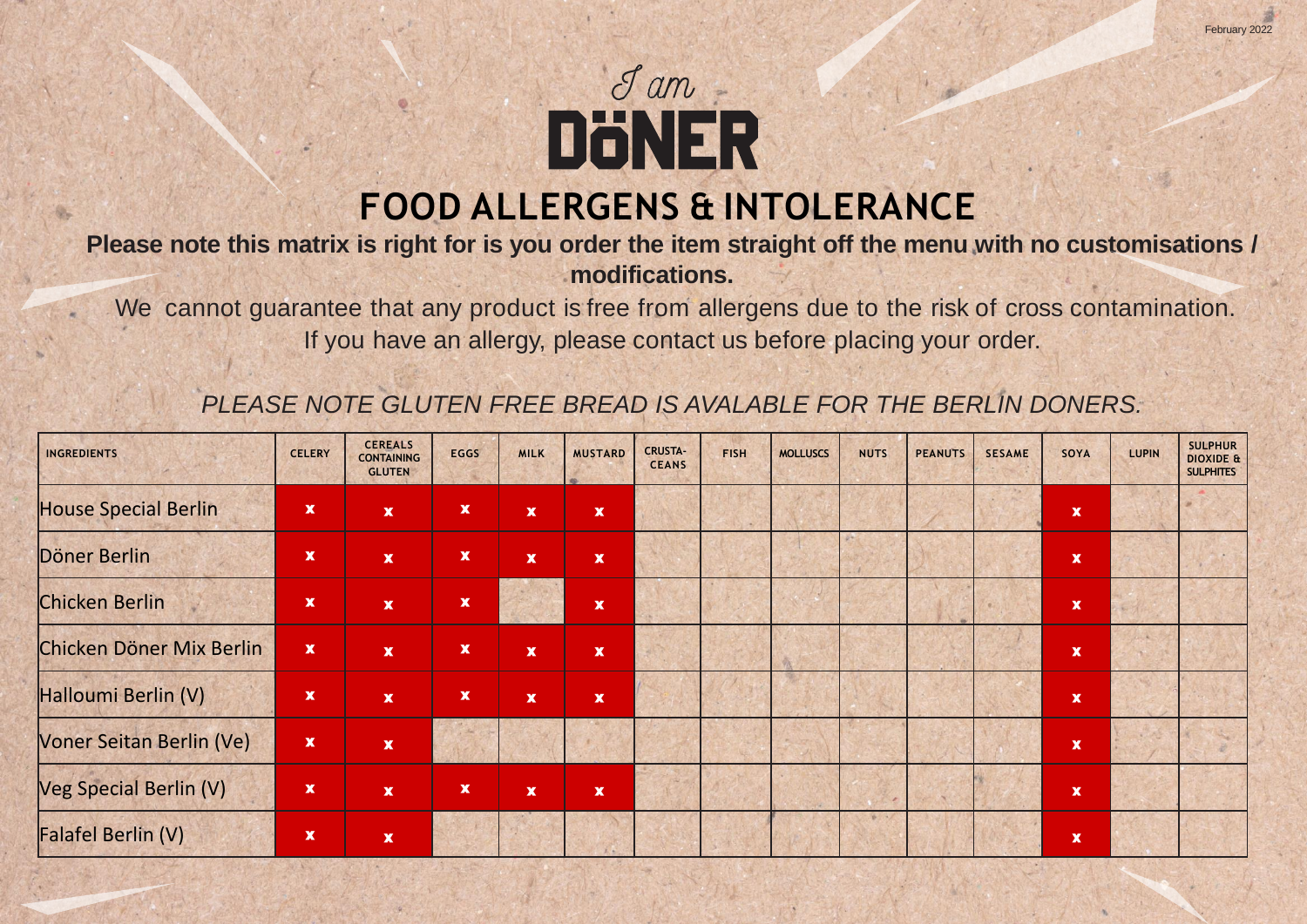February 2022

I am DÖNER

# FOOD ALLERGENS & INTOLERANCE

**Please note this matrix is right for is you order the item straight off the menu with no customisations / modifications.**

We cannot guarantee that any product is free from allergens due to the risk of cross contamination. If you have an allergy, please contact us before placing your order.

*PLEASE NOTE GLUTEN FREE BREAD IS AVALABLE FOR THE BERLIN DONERS.*

| INGREDIENTS | CELERY | CEREALS CONTAINING GLUTEN | EGGS | MILK | MUSTARD | CRUSTA-CEANS | FISH | MOLLUSCS | NUTS | PEANUTS | SESAME | SOYA | LUPIN | SULPHUR DIOXIDE & SULPHITES |
|---|---|---|---|---|---|---|---|---|---|---|---|---|---|---|
| House Special Berlin | x | x | x | x | x | | | | | | | x | | |
| Döner Berlin | x | x | x | x | x | | | | | | | x | | |
| Chicken Berlin | x | x | x | | x | | | | | | | x | | |
| Chicken Döner Mix Berlin | x | x | x | x | x | | | | | | | x | | |
| Halloumi Berlin (V) | x | x | x | x | x | | | | | | | x | | |
| Voner Seitan Berlin (Ve) | x | x | | | | | | | | | | x | | |
| Veg Special Berlin (V) | x | x | x | x | x | | | | | | | x | | |
| Falafel Berlin (V) | x | x | | | | | | | | | | x | | |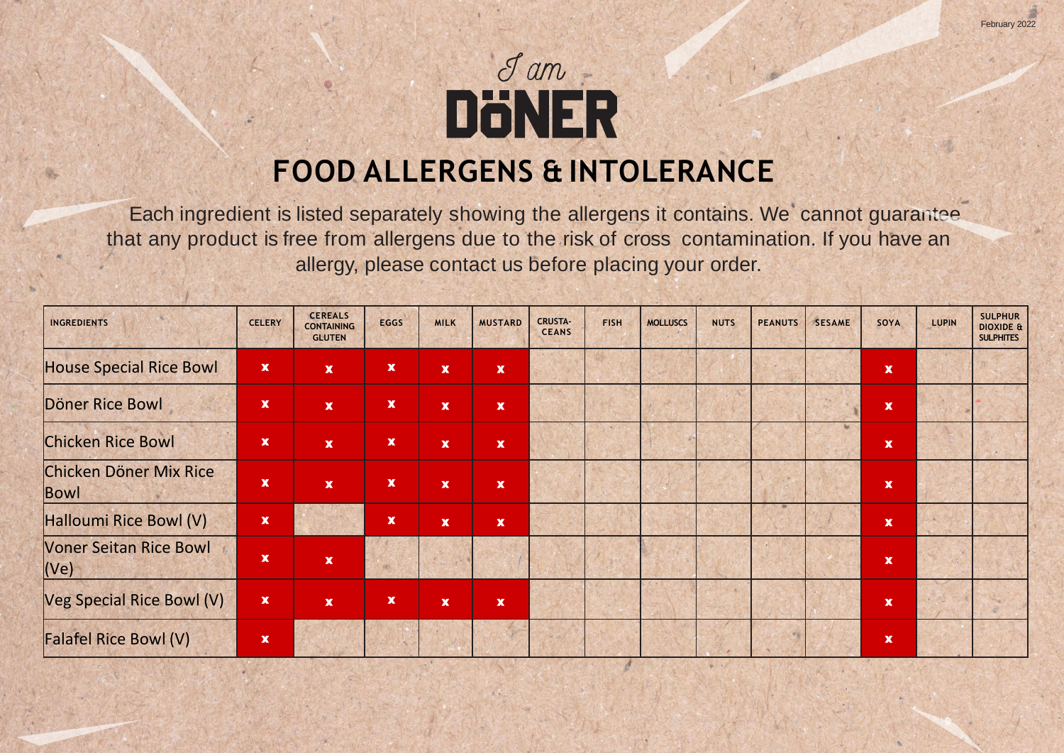February 2022

*I am*

# DÖNER

## FOOD ALLERGENS & INTOLERANCE

Each ingredient is listed separately showing the allergens it contains. We cannot guarantee that any product is free from allergens due to the risk of cross contamination. If you have an allergy, please contact us before placing your order.

| INGREDIENTS | CELERY | CEREALS CONTAINING GLUTEN | EGGS | MILK | MUSTARD | CRUSTA-CEANS | FISH | MOLLUSCS | NUTS | PEANUTS | SESAME | SOYA | LUPIN | SULPHUR DIOXIDE & SULPHITES |
|---|---|---|---|---|---|---|---|---|---|---|---|---|---|---|
| House Special Rice Bowl | x | x | x | x | x | | | | | | | x | | |
| Döner Rice Bowl | x | x | x | x | x | | | | | | | x | | |
| Chicken Rice Bowl | x | x | x | x | x | | | | | | | x | | |
| Chicken Döner Mix Rice Bowl | x | x | x | x | x | | | | | | | x | | |
| Halloumi Rice Bowl (V) | x | | x | x | x | | | | | | | x | | |
| Voner Seitan Rice Bowl (Ve) | x | x | | | | | | | | | | x | | |
| Veg Special Rice Bowl (V) | x | x | x | x | x | | | | | | | x | | |
| Falafel Rice Bowl (V) | x | | | | | | | | | | | x | | |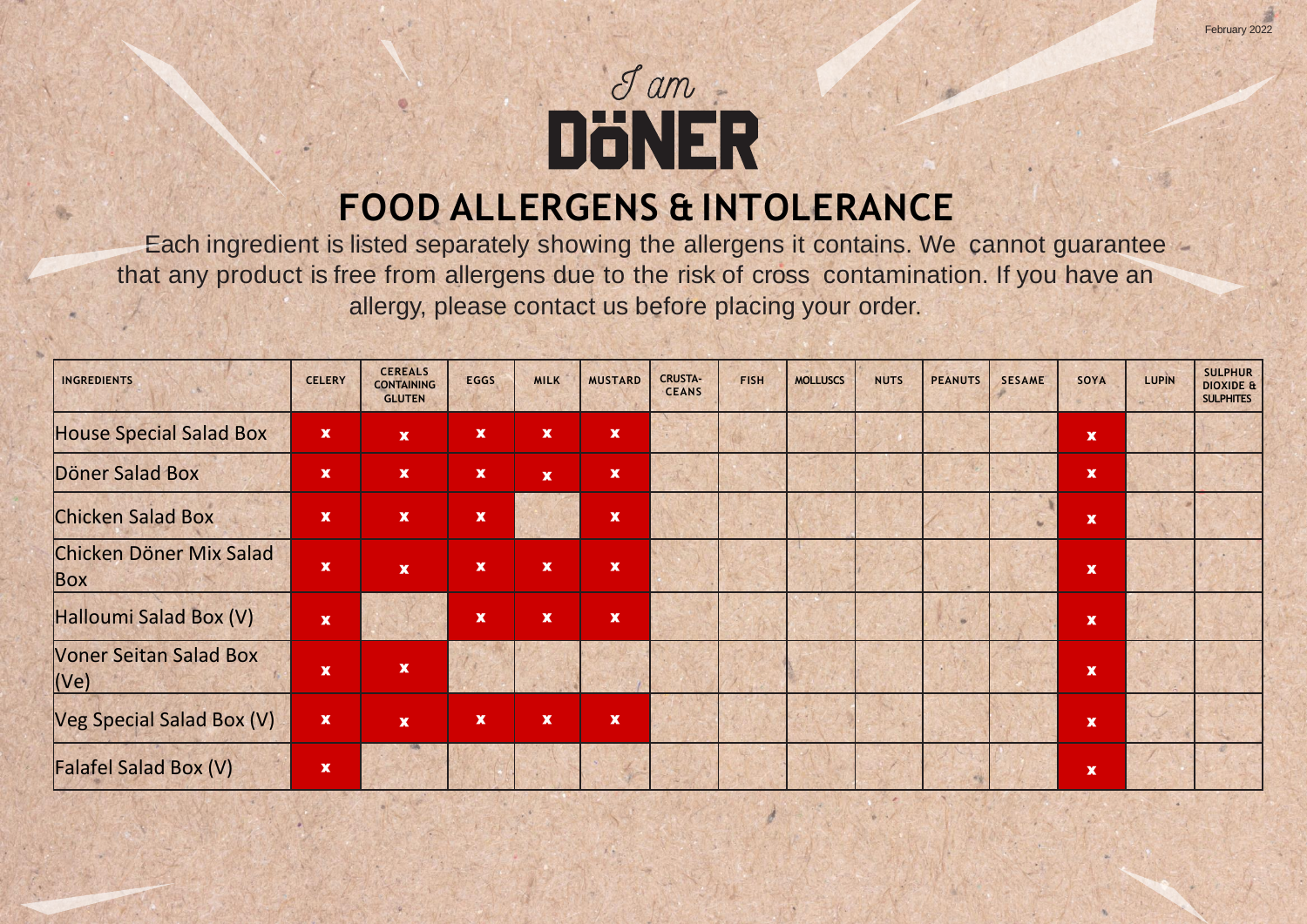February 2022

*I am* DÖNER

# FOOD ALLERGENS & INTOLERANCE

Each ingredient is listed separately showing the allergens it contains. We cannot guarantee that any product is free from allergens due to the risk of cross contamination. If you have an allergy, please contact us before placing your order.

| INGREDIENTS | CELERY | CEREALS CONTAINING GLUTEN | EGGS | MILK | MUSTARD | CRUSTA-CEANS | FISH | MOLLUSCS | NUTS | PEANUTS | SESAME | SOYA | LUPIN | SULPHUR DIOXIDE & SULPHITES |
|---|---|---|---|---|---|---|---|---|---|---|---|---|---|---|
| House Special Salad Box | x | x | x | x | x | | | | | | | x | | |
| Döner Salad Box | x | x | x | x | x | | | | | | | x | | |
| Chicken Salad Box | x | x | x | | x | | | | | | | x | | |
| Chicken Döner Mix Salad Box | x | x | x | x | x | | | | | | | x | | |
| Halloumi Salad Box (V) | x | | x | x | x | | | | | | | x | | |
| Voner Seitan Salad Box (Ve) | x | x | | | | | | | | | | x | | |
| Veg Special Salad Box (V) | x | x | x | x | x | | | | | | | x | | |
| Falafel Salad Box (V) | x | | | | | | | | | | | x | | |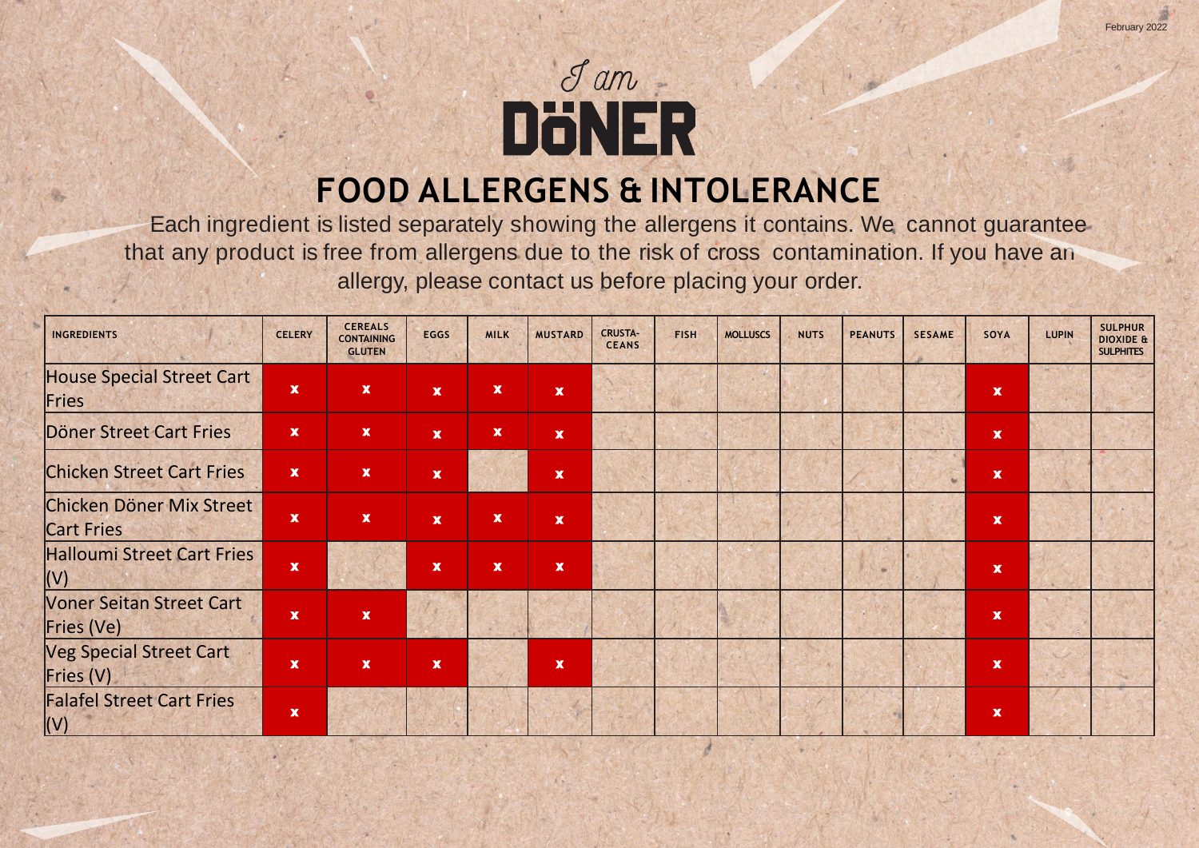February 2022

*I am*

# DÖNER

## FOOD ALLERGENS & INTOLERANCE

Each ingredient is listed separately showing the allergens it contains. We cannot guarantee that any product is free from allergens due to the risk of cross contamination. If you have an allergy, please contact us before placing your order.

| INGREDIENTS | CELERY | CEREALS CONTAINING GLUTEN | EGGS | MILK | MUSTARD | CRUSTA-CEANS | FISH | MOLLUSCS | NUTS | PEANUTS | SESAME | SOYA | LUPIN | SULPHUR DIOXIDE & SULPHITES |
|---|---|---|---|---|---|---|---|---|---|---|---|---|---|---|
| House Special Street Cart Fries | x | x | x | x | x | | | | | | | x | | |
| Döner Street Cart Fries | x | x | x | x | x | | | | | | | x | | |
| Chicken Street Cart Fries | x | x | x | | x | | | | | | | x | | |
| Chicken Döner Mix Street Cart Fries | x | x | x | x | x | | | | | | | x | | |
| Halloumi Street Cart Fries (V) | x | | x | x | x | | | | | | | x | | |
| Voner Seitan Street Cart Fries (Ve) | x | x | | | | | | | | | | x | | |
| Veg Special Street Cart Fries (V) | x | x | x | | x | | | | | | | x | | |
| Falafel Street Cart Fries (V) | x | | | | | | | | | | | x | | |